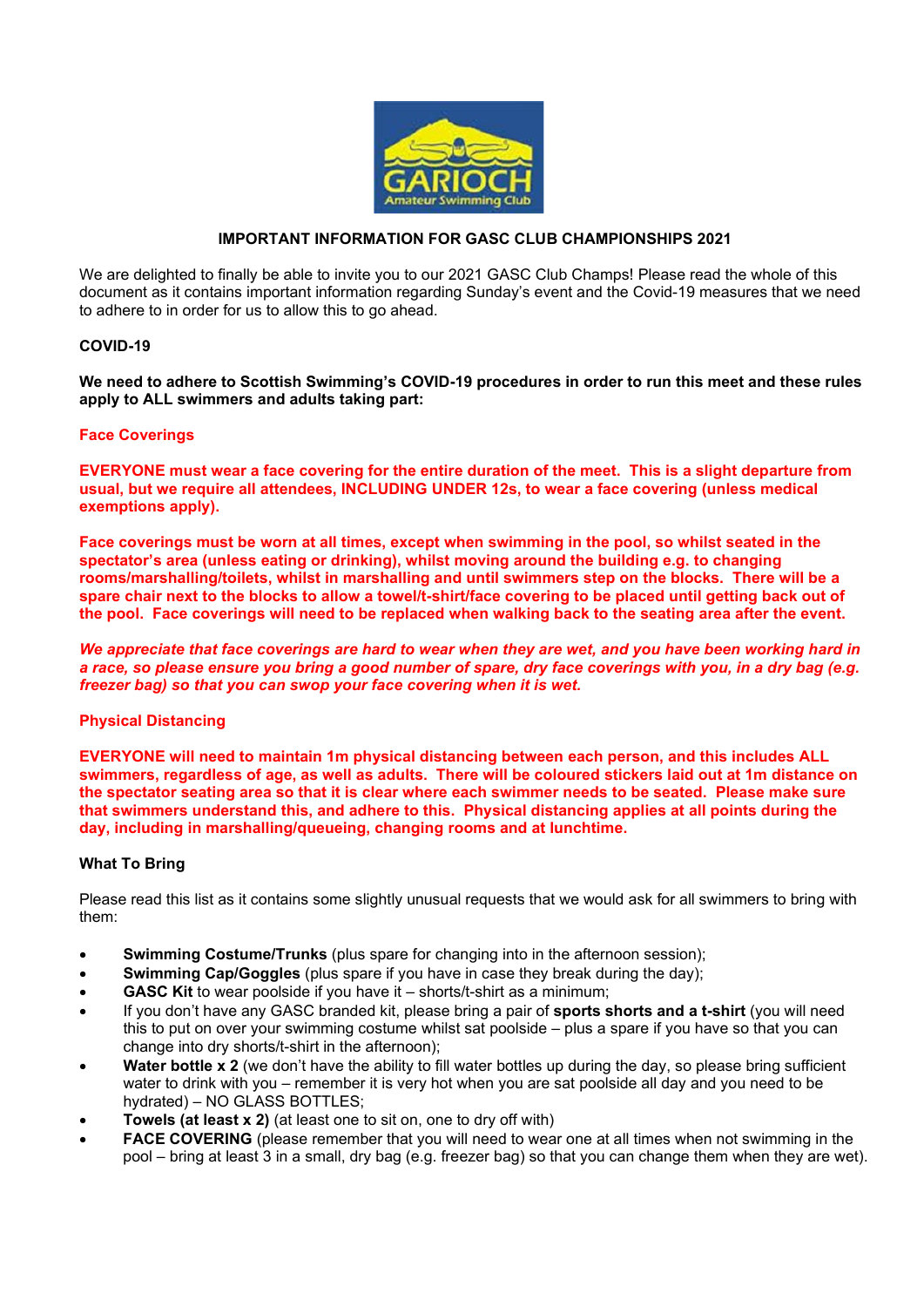**IMPORTANT INFORMATION FOR GASC CLUB CHAMPIONSHIPS 2021**

We are delighted to finally be able to invite you to our 2021 GASC Club Champs! Please read the whole of this document as it contains important information regarding Sunday's event and the Covid-19 measures that we need to adhere to in order for us to allow this to go ahead.

**COVID-19**

**We need to adhere to Scottish Swimming's COVID-19 procedures in order to run this meet and these rules apply to ALL swimmers and adults taking part:**

**Face Coverings**

**EVERYONE must wear a face covering for the entire duration of the meet. This is a slight departure from usual, but we require all attendees, INCLUDING UNDER 12s, to wear a face covering (unless medical exemptions apply).**

**Face coverings must be worn at all times, except when swimming in the pool, so whilst seated in the spectator's area (unless eating or drinking), whilst moving around the building e.g. to changing rooms/marshalling/toilets, whilst in marshalling and until swimmers step on the blocks. There will be a spare chair next to the blocks to allow a towel/t-shirt/face covering to be placed until getting back out of the pool. Face coverings will need to be replaced when walking back to the seating area after the event.**

***We appreciate that face coverings are hard to wear when they are wet, and you have been working hard in a race, so please ensure you bring a good number of spare, dry face coverings with you, in a dry bag (e.g. freezer bag) so that you can swop your face covering when it is wet.***

**Physical Distancing**

**EVERYONE will need to maintain 1m physical distancing between each person, and this includes ALL swimmers, regardless of age, as well as adults. There will be coloured stickers laid out at 1m distance on the spectator seating area so that it is clear where each swimmer needs to be seated. Please make sure that swimmers understand this, and adhere to this. Physical distancing applies at all points during the day, including in marshalling/queueing, changing rooms and at lunchtime.**

**What To Bring**

Please read this list as it contains some slightly unusual requests that we would ask for all swimmers to bring with them:

- **Swimming Costume/Trunks** (plus spare for changing into in the afternoon session);
- **Swimming Cap/Goggles** (plus spare if you have in case they break during the day);
- **GASC Kit** to wear poolside if you have it – shorts/t-shirt as a minimum;
- If you don't have any GASC branded kit, please bring a pair of **sports shorts and a t-shirt** (you will need this to put on over your swimming costume whilst sat poolside – plus a spare if you have so that you can change into dry shorts/t-shirt in the afternoon);
- **Water bottle x 2** (we don't have the ability to fill water bottles up during the day, so please bring sufficient water to drink with you – remember it is very hot when you are sat poolside all day and you need to be hydrated) – NO GLASS BOTTLES;
- **Towels (at least x 2)** (at least one to sit on, one to dry off with)
- **FACE COVERING** (please remember that you will need to wear one at all times when not swimming in the pool – bring at least 3 in a small, dry bag (e.g. freezer bag) so that you can change them when they are wet).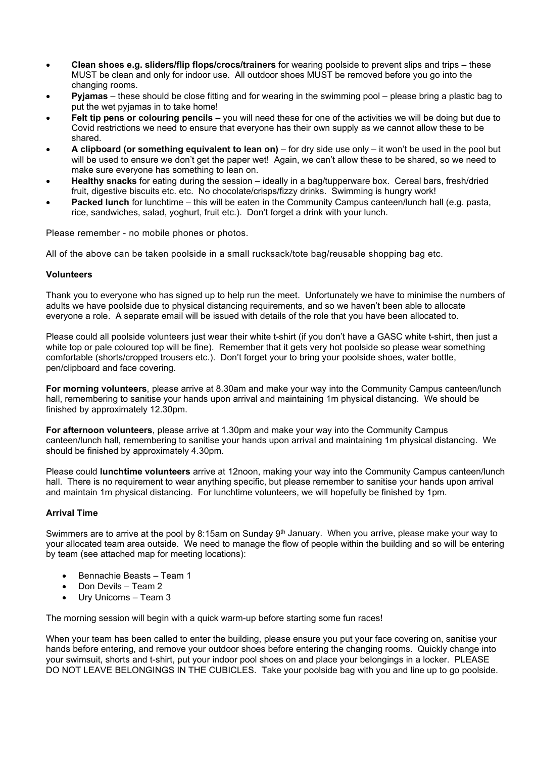- **Clean shoes e.g. sliders/flip flops/crocs/trainers** for wearing poolside to prevent slips and trips – these MUST be clean and only for indoor use. All outdoor shoes MUST be removed before you go into the changing rooms.
- **Pyjamas** – these should be close fitting and for wearing in the swimming pool – please bring a plastic bag to put the wet pyjamas in to take home!
- **Felt tip pens or colouring pencils** – you will need these for one of the activities we will be doing but due to Covid restrictions we need to ensure that everyone has their own supply as we cannot allow these to be shared.
- **A clipboard (or something equivalent to lean on)** – for dry side use only – it won't be used in the pool but will be used to ensure we don't get the paper wet! Again, we can't allow these to be shared, so we need to make sure everyone has something to lean on.
- **Healthy snacks** for eating during the session – ideally in a bag/tupperware box. Cereal bars, fresh/dried fruit, digestive biscuits etc. etc. No chocolate/crisps/fizzy drinks. Swimming is hungry work!
- **Packed lunch** for lunchtime – this will be eaten in the Community Campus canteen/lunch hall (e.g. pasta, rice, sandwiches, salad, yoghurt, fruit etc.). Don't forget a drink with your lunch.

Please remember - no mobile phones or photos.

All of the above can be taken poolside in a small rucksack/tote bag/reusable shopping bag etc.

### Volunteers

Thank you to everyone who has signed up to help run the meet. Unfortunately we have to minimise the numbers of adults we have poolside due to physical distancing requirements, and so we haven't been able to allocate everyone a role. A separate email will be issued with details of the role that you have been allocated to.

Please could all poolside volunteers just wear their white t-shirt (if you don't have a GASC white t-shirt, then just a white top or pale coloured top will be fine). Remember that it gets very hot poolside so please wear something comfortable (shorts/cropped trousers etc.). Don't forget your to bring your poolside shoes, water bottle, pen/clipboard and face covering.

**For morning volunteers**, please arrive at 8.30am and make your way into the Community Campus canteen/lunch hall, remembering to sanitise your hands upon arrival and maintaining 1m physical distancing. We should be finished by approximately 12.30pm.

**For afternoon volunteers**, please arrive at 1.30pm and make your way into the Community Campus canteen/lunch hall, remembering to sanitise your hands upon arrival and maintaining 1m physical distancing. We should be finished by approximately 4.30pm.

Please could **lunchtime volunteers** arrive at 12noon, making your way into the Community Campus canteen/lunch hall. There is no requirement to wear anything specific, but please remember to sanitise your hands upon arrival and maintain 1m physical distancing. For lunchtime volunteers, we will hopefully be finished by 1pm.

### Arrival Time

Swimmers are to arrive at the pool by 8:15am on Sunday 9th January. When you arrive, please make your way to your allocated team area outside. We need to manage the flow of people within the building and so will be entering by team (see attached map for meeting locations):

- Bennachie Beasts – Team 1
- Don Devils – Team 2
- Ury Unicorns – Team 3

The morning session will begin with a quick warm-up before starting some fun races!

When your team has been called to enter the building, please ensure you put your face covering on, sanitise your hands before entering, and remove your outdoor shoes before entering the changing rooms. Quickly change into your swimsuit, shorts and t-shirt, put your indoor pool shoes on and place your belongings in a locker. PLEASE DO NOT LEAVE BELONGINGS IN THE CUBICLES. Take your poolside bag with you and line up to go poolside.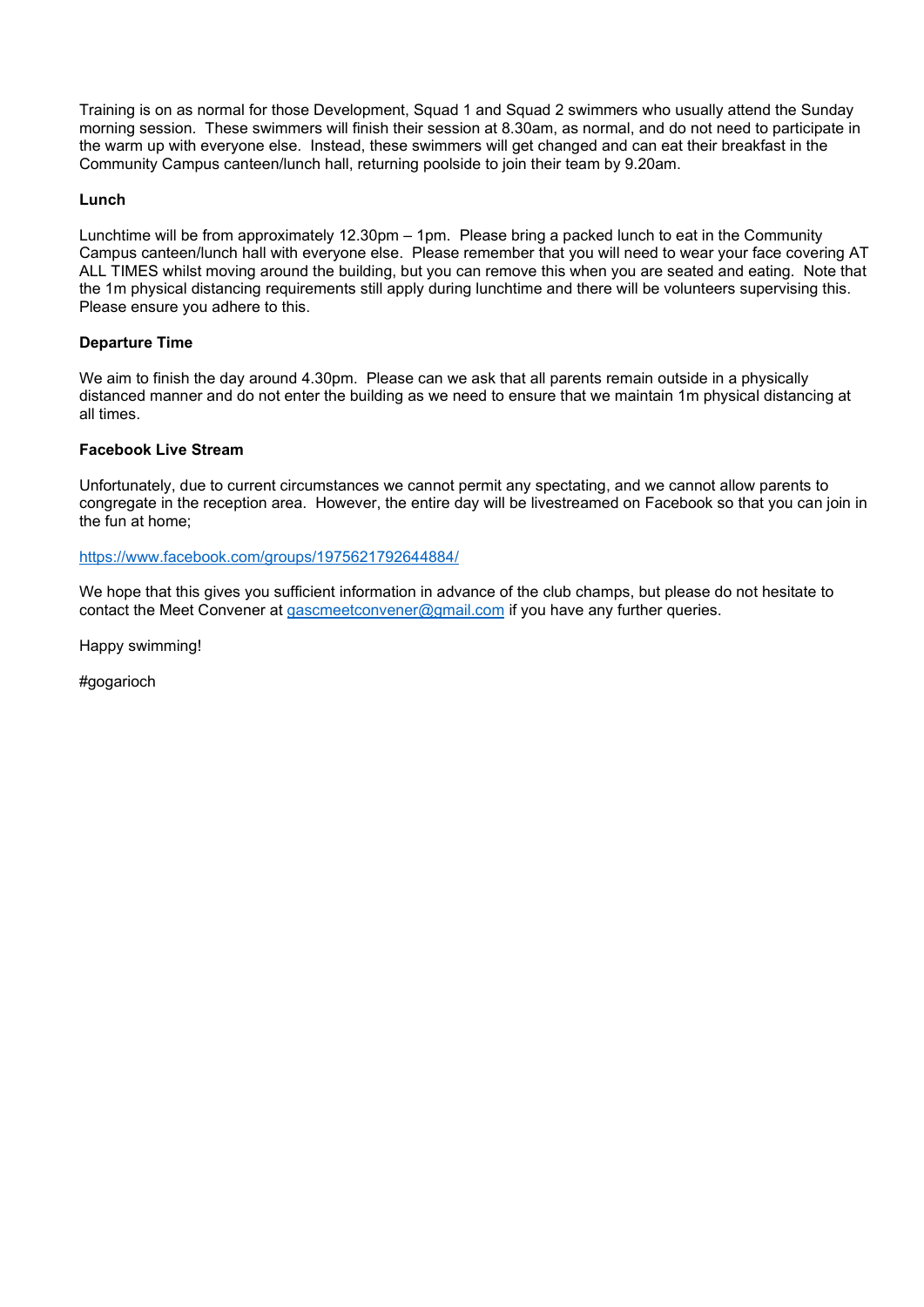Training is on as normal for those Development, Squad 1 and Squad 2 swimmers who usually attend the Sunday morning session. These swimmers will finish their session at 8.30am, as normal, and do not need to participate in the warm up with everyone else. Instead, these swimmers will get changed and can eat their breakfast in the Community Campus canteen/lunch hall, returning poolside to join their team by 9.20am.

**Lunch**

Lunchtime will be from approximately 12.30pm – 1pm. Please bring a packed lunch to eat in the Community Campus canteen/lunch hall with everyone else. Please remember that you will need to wear your face covering AT ALL TIMES whilst moving around the building, but you can remove this when you are seated and eating. Note that the 1m physical distancing requirements still apply during lunchtime and there will be volunteers supervising this. Please ensure you adhere to this.

**Departure Time**

We aim to finish the day around 4.30pm. Please can we ask that all parents remain outside in a physically distanced manner and do not enter the building as we need to ensure that we maintain 1m physical distancing at all times.

**Facebook Live Stream**

Unfortunately, due to current circumstances we cannot permit any spectating, and we cannot allow parents to congregate in the reception area. However, the entire day will be livestreamed on Facebook so that you can join in the fun at home;

https://www.facebook.com/groups/1975621792644884/

We hope that this gives you sufficient information in advance of the club champs, but please do not hesitate to contact the Meet Convener at gascmeetconvener@gmail.com if you have any further queries.

Happy swimming!

#gogarioch